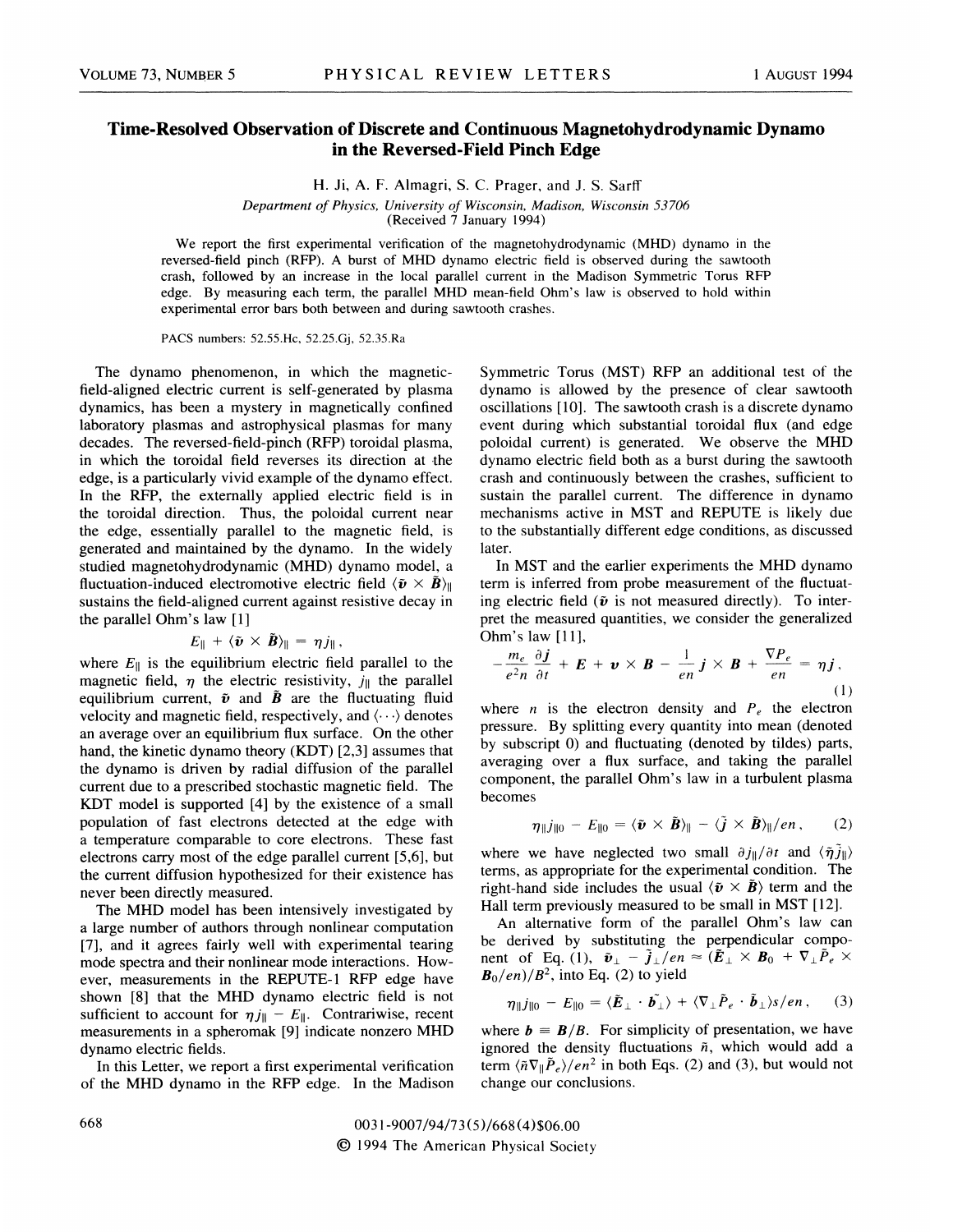# Time-Resolved Observation of Discrete and Continuous Magnetohydrodynamic Dynamo in the Reversed-Field Pinch Edge

H. Ji, A. F. Almagri, S. C. Prager, and J. S. Sarff

*Department of Physics, University of Wisconsin, Madison, Wisconsin 53706*
(Received 7 January 1994)

We report the first experimental verification of the magnetohydrodynamic (MHD) dynamo in the reversed-field pinch (RFP). A burst of MHD dynamo electric field is observed during the sawtooth crash, followed by an increase in the local parallel current in the Madison Symmetric Torus RFP edge. By measuring each term, the parallel MHD mean-field Ohm's law is observed to hold within experimental error bars both between and during sawtooth crashes.

PACS numbers: 52.55.Hc, 52.25.Gj, 52.35.Ra

The dynamo phenomenon, in which the magnetic-field-aligned electric current is self-generated by plasma dynamics, has been a mystery in magnetically confined laboratory plasmas and astrophysical plasmas for many decades. The reversed-field-pinch (RFP) toroidal plasma, in which the toroidal field reverses its direction at the edge, is a particularly vivid example of the dynamo effect. In the RFP, the externally applied electric field is in the toroidal direction. Thus, the poloidal current near the edge, essentially parallel to the magnetic field, is generated and maintained by the dynamo. In the widely studied magnetohydrodynamic (MHD) dynamo model, a fluctuation-induced electromotive electric field $\langle \tilde{\boldsymbol{v}} \times \tilde{\boldsymbol{B}} \rangle_\parallel$ sustains the field-aligned current against resistive decay in the parallel Ohm's law [1]

$$E_\parallel + \langle \tilde{\boldsymbol{v}} \times \tilde{\boldsymbol{B}} \rangle_\parallel = \eta j_\parallel ,$$

where $E_\parallel$ is the equilibrium electric field parallel to the magnetic field, $\eta$ the electric resistivity, $j_\parallel$ the parallel equilibrium current, $\tilde{\boldsymbol{v}}$ and $\tilde{\boldsymbol{B}}$ are the fluctuating fluid velocity and magnetic field, respectively, and $\langle \cdots \rangle$ denotes an average over an equilibrium flux surface. On the other hand, the kinetic dynamo theory (KDT) [2,3] assumes that the dynamo is driven by radial diffusion of the parallel current due to a prescribed stochastic magnetic field. The KDT model is supported [4] by the existence of a small population of fast electrons detected at the edge with a temperature comparable to core electrons. These fast electrons carry most of the edge parallel current [5,6], but the current diffusion hypothesized for their existence has never been directly measured.

The MHD model has been intensively investigated by a large number of authors through nonlinear computation [7], and it agrees fairly well with experimental tearing mode spectra and their nonlinear mode interactions. However, measurements in the REPUTE-1 RFP edge have shown [8] that the MHD dynamo electric field is not sufficient to account for $\eta j_\parallel - E_\parallel$. Contrariwise, recent measurements in a spheromak [9] indicate nonzero MHD dynamo electric fields.

In this Letter, we report a first experimental verification of the MHD dynamo in the RFP edge. In the Madison Symmetric Torus (MST) RFP an additional test of the dynamo is allowed by the presence of clear sawtooth oscillations [10]. The sawtooth crash is a discrete dynamo event during which substantial toroidal flux (and edge poloidal current) is generated. We observe the MHD dynamo electric field both as a burst during the sawtooth crash and continuously between the crashes, sufficient to sustain the parallel current. The difference in dynamo mechanisms active in MST and REPUTE is likely due to the substantially different edge conditions, as discussed later.

In MST and the earlier experiments the MHD dynamo term is inferred from probe measurement of the fluctuating electric field ($\tilde{\boldsymbol{v}}$ is not measured directly). To interpret the measured quantities, we consider the generalized Ohm's law [11],

$$-\frac{m_e}{e^2 n}\frac{\partial \boldsymbol{j}}{\partial t} + \boldsymbol{E} + \boldsymbol{v} \times \boldsymbol{B} - \frac{1}{en}\boldsymbol{j} \times \boldsymbol{B} + \frac{\nabla P_e}{en} = \eta \boldsymbol{j} , \tag{1}$$

where $n$ is the electron density and $P_e$ the electron pressure. By splitting every quantity into mean (denoted by subscript 0) and fluctuating (denoted by tildes) parts, averaging over a flux surface, and taking the parallel component, the parallel Ohm's law in a turbulent plasma becomes

$$\eta_\parallel j_{\parallel 0} - E_{\parallel 0} = \langle \tilde{\boldsymbol{v}} \times \tilde{\boldsymbol{B}} \rangle_\parallel - \langle \tilde{\boldsymbol{j}} \times \tilde{\boldsymbol{B}} \rangle_\parallel / en , \tag{2}$$

where we have neglected two small $\partial j_\parallel / \partial t$ and $\langle \tilde{\eta} \tilde{j}_\parallel \rangle$ terms, as appropriate for the experimental condition. The right-hand side includes the usual $\langle \tilde{\boldsymbol{v}} \times \tilde{\boldsymbol{B}} \rangle$ term and the Hall term previously measured to be small in MST [12].

An alternative form of the parallel Ohm's law can be derived by substituting the perpendicular component of Eq. (1), $\tilde{\boldsymbol{v}}_\perp - \tilde{\boldsymbol{j}}_\perp / en \approx (\tilde{\boldsymbol{E}}_\perp \times \boldsymbol{B}_0 + \nabla_\perp \tilde{P}_e \times \boldsymbol{B}_0 / en)/B^2$, into Eq. (2) to yield

$$\eta_\parallel j_{\parallel 0} - E_{\parallel 0} = \langle \tilde{\boldsymbol{E}}_\perp \cdot \tilde{\boldsymbol{b}}_\perp \rangle + \langle \nabla_\perp \tilde{P}_e \cdot \tilde{\boldsymbol{b}}_\perp \rangle s / en , \tag{3}$$

where $\boldsymbol{b} \equiv \boldsymbol{B}/B$. For simplicity of presentation, we have ignored the density fluctuations $\tilde{n}$, which would add a term $\langle \tilde{n} \nabla_\parallel \tilde{P}_e \rangle / en^2$ in both Eqs. (2) and (3), but would not change our conclusions.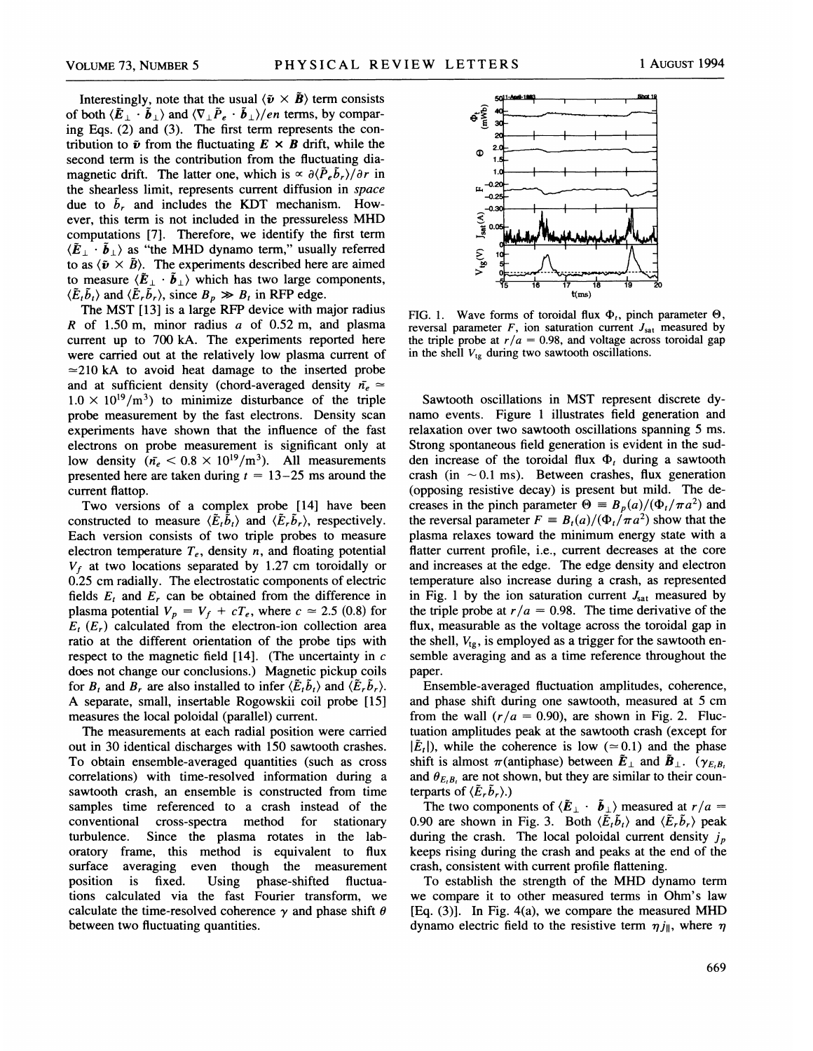Interestingly, note that the usual $\langle \tilde{\boldsymbol{v}} \times \tilde{\boldsymbol{B}} \rangle$ term consists of both $\langle \tilde{\boldsymbol{E}}_\perp \cdot \tilde{\boldsymbol{b}}_\perp \rangle$ and $\langle \nabla_\perp \tilde{P}_e \cdot \tilde{\boldsymbol{b}}_\perp \rangle / en$ terms, by comparing Eqs. (2) and (3). The first term represents the contribution to $\tilde{\boldsymbol{v}}$ from the fluctuating $\boldsymbol{E} \times \boldsymbol{B}$ drift, while the second term is the contribution from the fluctuating diamagnetic drift. The latter one, which is $\propto \partial \langle \tilde{P}_e \tilde{b}_r \rangle / \partial r$ in the shearless limit, represents current diffusion in *space* due to $\tilde{b}_r$ and includes the KDT mechanism. However, this term is not included in the pressureless MHD computations [7]. Therefore, we identify the first term $\langle \tilde{\boldsymbol{E}}_\perp \cdot \tilde{\boldsymbol{b}}_\perp \rangle$ as "the MHD dynamo term," usually referred to as $\langle \tilde{\boldsymbol{v}} \times \tilde{\boldsymbol{B}} \rangle$. The experiments described here are aimed to measure $\langle \tilde{\boldsymbol{E}}_\perp \cdot \tilde{\boldsymbol{b}}_\perp \rangle$ which has two large components, $\langle \tilde{E}_t \tilde{b}_t \rangle$ and $\langle \tilde{E}_r \tilde{b}_r \rangle$, since $B_p \gg B_t$ in RFP edge.

The MST [13] is a large RFP device with major radius $R$ of 1.50 m, minor radius $a$ of 0.52 m, and plasma current up to 700 kA. The experiments reported here were carried out at the relatively low plasma current of $\simeq 210$ kA to avoid heat damage to the inserted probe and at sufficient density (chord-averaged density $\bar{n}_e \simeq 1.0 \times 10^{19}/\text{m}^3$) to minimize disturbance of the triple probe measurement by the fast electrons. Density scan experiments have shown that the influence of the fast electrons on probe measurement is significant only at low density ($\bar{n}_e < 0.8 \times 10^{19}/\text{m}^3$). All measurements presented here are taken during $t = 13$–$25$ ms around the current flattop.

Two versions of a complex probe [14] have been constructed to measure $\langle \tilde{E}_t \tilde{b}_t \rangle$ and $\langle \tilde{E}_r \tilde{b}_r \rangle$, respectively. Each version consists of two triple probes to measure electron temperature $T_e$, density $n$, and floating potential $V_f$ at two locations separated by 1.27 cm toroidally or 0.25 cm radially. The electrostatic components of electric fields $E_t$ and $E_r$ can be obtained from the difference in plasma potential $V_p = V_f + cT_e$, where $c \simeq 2.5$ (0.8) for $E_t$ ($E_r$) calculated from the electron-ion collection area ratio at the different orientation of the probe tips with respect to the magnetic field [14]. (The uncertainty in $c$ does not change our conclusions.) Magnetic pickup coils for $B_t$ and $B_r$ are also installed to infer $\langle \tilde{E}_t \tilde{b}_t \rangle$ and $\langle \tilde{E}_r \tilde{b}_r \rangle$. A separate, small, insertable Rogowskii coil probe [15] measures the local poloidal (parallel) current.

The measurements at each radial position were carried out in 30 identical discharges with 150 sawtooth crashes. To obtain ensemble-averaged quantities (such as cross correlations) with time-resolved information during a sawtooth crash, an ensemble is constructed from time samples time referenced to a crash instead of the conventional cross-spectra method for stationary turbulence. Since the plasma rotates in the laboratory frame, this method is equivalent to flux surface averaging even though the measurement position is fixed. Using phase-shifted fluctuations calculated via the fast Fourier transform, we calculate the time-resolved coherence $\gamma$ and phase shift $\theta$ between two fluctuating quantities.

FIG. 1. Wave forms of toroidal flux $\Phi_t$, pinch parameter $\Theta$, reversal parameter $F$, ion saturation current $J_{\text{sat}}$ measured by the triple probe at $r/a = 0.98$, and voltage across toroidal gap in the shell $V_{\text{tg}}$ during two sawtooth oscillations.

Sawtooth oscillations in MST represent discrete dynamo events. Figure 1 illustrates field generation and relaxation over two sawtooth oscillations spanning 5 ms. Strong spontaneous field generation is evident in the sudden increase of the toroidal flux $\Phi_t$ during a sawtooth crash (in $\sim 0.1$ ms). Between crashes, flux generation (opposing resistive decay) is present but mild. The decreases in the pinch parameter $\Theta \equiv B_p(a)/(\Phi_t/\pi a^2)$ and the reversal parameter $F \equiv B_t(a)/(\Phi_t/\pi a^2)$ show that the plasma relaxes toward the minimum energy state with a flatter current profile, i.e., current decreases at the core and increases at the edge. The edge density and electron temperature also increase during a crash, as represented in Fig. 1 by the ion saturation current $J_{\text{sat}}$ measured by the triple probe at $r/a = 0.98$. The time derivative of the flux, measurable as the voltage across the toroidal gap in the shell, $V_{\text{tg}}$, is employed as a trigger for the sawtooth ensemble averaging and as a time reference throughout the paper.

Ensemble-averaged fluctuation amplitudes, coherence, and phase shift during one sawtooth, measured at 5 cm from the wall ($r/a = 0.90$), are shown in Fig. 2. Fluctuation amplitudes peak at the sawtooth crash (except for $|\tilde{E}_t|$), while the coherence is low ($\simeq 0.1$) and the phase shift is almost $\pi$(antiphase) between $\tilde{\boldsymbol{E}}_\perp$ and $\tilde{\boldsymbol{B}}_\perp$. ($\gamma_{E_t B_t}$ and $\theta_{E_t B_t}$ are not shown, but they are similar to their counterparts of $\langle \tilde{E}_r \tilde{b}_r \rangle$.)

The two components of $\langle \tilde{\boldsymbol{E}}_\perp \cdot \tilde{\boldsymbol{b}}_\perp \rangle$ measured at $r/a = 0.90$ are shown in Fig. 3. Both $\langle \tilde{E}_t \tilde{b}_t \rangle$ and $\langle \tilde{E}_r \tilde{b}_r \rangle$ peak during the crash. The local poloidal current density $j_p$ keeps rising during the crash and peaks at the end of the crash, consistent with current profile flattening.

To establish the strength of the MHD dynamo term we compare it to other measured terms in Ohm's law [Eq. (3)]. In Fig. 4(a), we compare the measured MHD dynamo electric field to the resistive term $\eta j_\parallel$, where $\eta$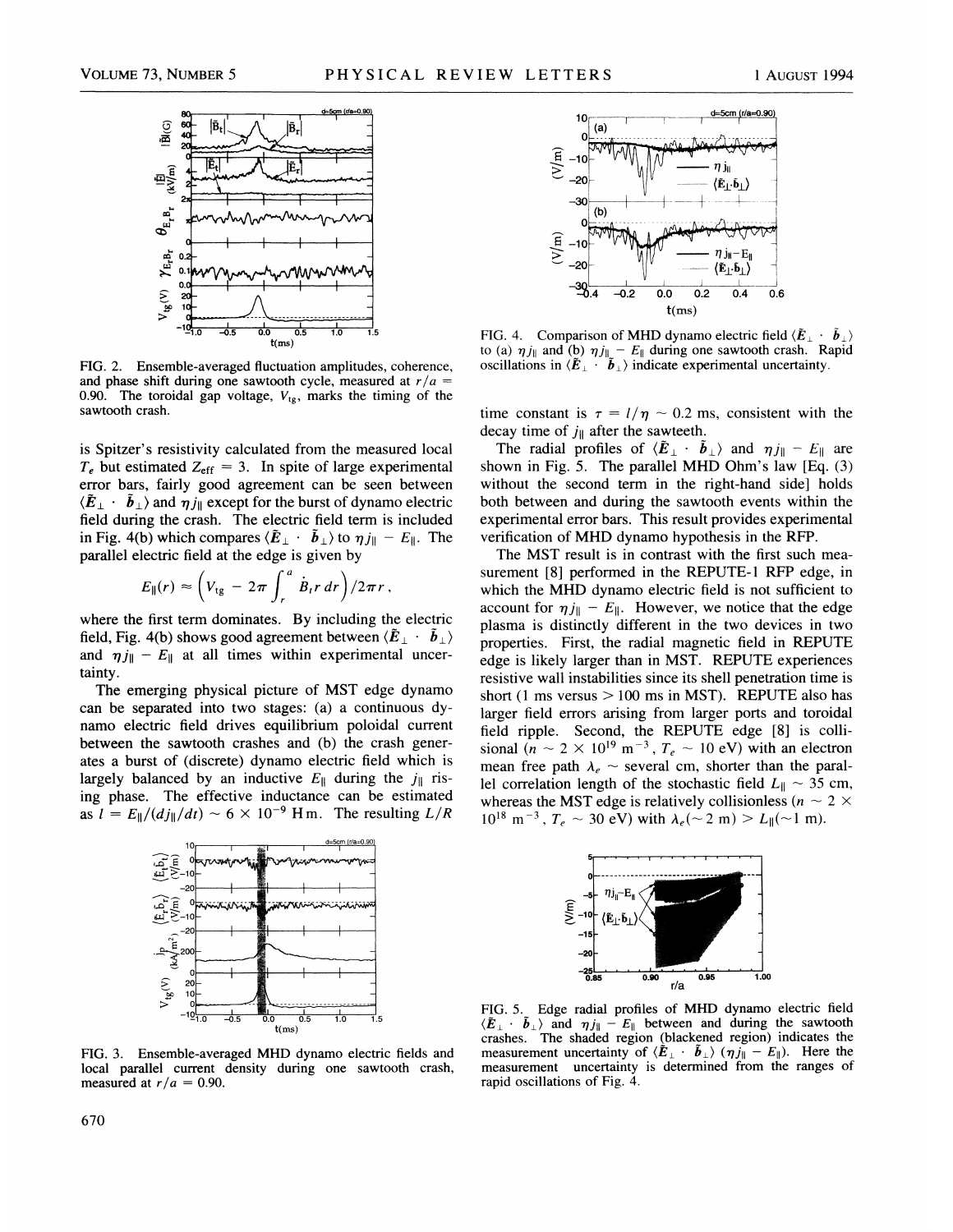FIG. 2. Ensemble-averaged fluctuation amplitudes, coherence, and phase shift during one sawtooth cycle, measured at $r/a = 0.90$. The toroidal gap voltage, $V_{tg}$, marks the timing of the sawtooth crash.

is Spitzer's resistivity calculated from the measured local $T_e$ but estimated $Z_{\text{eff}} = 3$. In spite of large experimental error bars, fairly good agreement can be seen between $\langle \tilde{\boldsymbol{E}}_\perp \cdot \tilde{\boldsymbol{b}}_\perp \rangle$ and $\eta j_\parallel$ except for the burst of dynamo electric field during the crash. The electric field term is included in Fig. 4(b) which compares $\langle \tilde{\boldsymbol{E}}_\perp \cdot \tilde{\boldsymbol{b}}_\perp \rangle$ to $\eta j_\parallel - E_\parallel$. The parallel electric field at the edge is given by

$$E_\parallel(r) \approx \left( V_{\text{tg}} - 2\pi \int_r^a \dot{B}_t r \, dr \right) / 2\pi r ,$$

where the first term dominates. By including the electric field, Fig. 4(b) shows good agreement between $\langle \tilde{\boldsymbol{E}}_\perp \cdot \tilde{\boldsymbol{b}}_\perp \rangle$ and $\eta j_\parallel - E_\parallel$ at all times within experimental uncertainty.

The emerging physical picture of MST edge dynamo can be separated into two stages: (a) a continuous dynamo electric field drives equilibrium poloidal current between the sawtooth crashes and (b) the crash generates a burst of (discrete) dynamo electric field which is largely balanced by an inductive $E_\parallel$ during the $j_\parallel$ rising phase. The effective inductance can be estimated as $l = E_\parallel / (dj_\parallel / dt) \sim 6 \times 10^{-9}$ H m. The resulting $L/R$

FIG. 3. Ensemble-averaged MHD dynamo electric fields and local parallel current density during one sawtooth crash, measured at $r/a = 0.90$.

FIG. 4. Comparison of MHD dynamo electric field $\langle \tilde{\boldsymbol{E}}_\perp \cdot \tilde{\boldsymbol{b}}_\perp \rangle$ to (a) $\eta j_\parallel$ and (b) $\eta j_\parallel - E_\parallel$ during one sawtooth crash. Rapid oscillations in $\langle \tilde{\boldsymbol{E}}_\perp \cdot \tilde{\boldsymbol{b}}_\perp \rangle$ indicate experimental uncertainty.

time constant is $\tau = l/\eta \sim 0.2$ ms, consistent with the decay time of $j_\parallel$ after the sawteeth.

The radial profiles of $\langle \tilde{\boldsymbol{E}}_\perp \cdot \tilde{\boldsymbol{b}}_\perp \rangle$ and $\eta j_\parallel - E_\parallel$ are shown in Fig. 5. The parallel MHD Ohm's law [Eq. (3) without the second term in the right-hand side] holds both between and during the sawtooth events within the experimental error bars. This result provides experimental verification of MHD dynamo hypothesis in the RFP.

The MST result is in contrast with the first such measurement [8] performed in the REPUTE-1 RFP edge, in which the MHD dynamo electric field is not sufficient to account for $\eta j_\parallel - E_\parallel$. However, we notice that the edge plasma is distinctly different in the two devices in two properties. First, the radial magnetic field in REPUTE edge is likely larger than in MST. REPUTE experiences resistive wall instabilities since its shell penetration time is short (1 ms versus > 100 ms in MST). REPUTE also has larger field errors arising from larger ports and toroidal field ripple. Second, the REPUTE edge [8] is collisional ($n \sim 2 \times 10^{19}$ m$^{-3}$, $T_e \sim 10$ eV) with an electron mean free path $\lambda_e \sim$ several cm, shorter than the parallel correlation length of the stochastic field $L_\parallel \sim 35$ cm, whereas the MST edge is relatively collisionless ($n \sim 2 \times 10^{18}$ m$^{-3}$, $T_e \sim 30$ eV) with $\lambda_e (\sim 2 \text{ m}) > L_\parallel (\sim 1 \text{ m})$.

FIG. 5. Edge radial profiles of MHD dynamo electric field $\langle \tilde{\boldsymbol{E}}_\perp \cdot \tilde{\boldsymbol{b}}_\perp \rangle$ and $\eta j_\parallel - E_\parallel$ between and during the sawtooth crashes. The shaded region (blackened region) indicates the measurement uncertainty of $\langle \tilde{\boldsymbol{E}}_\perp \cdot \tilde{\boldsymbol{b}}_\perp \rangle$ ($\eta j_\parallel - E_\parallel$). Here the measurement uncertainty is determined from the ranges of rapid oscillations of Fig. 4.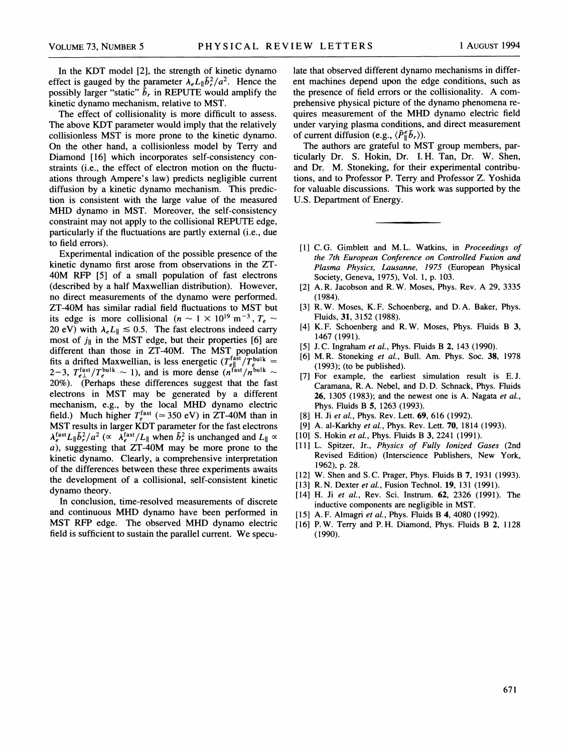In the KDT model [2], the strength of kinetic dynamo effect is gauged by the parameter $\lambda_e L_\parallel \tilde{b}_r^2/a^2$. Hence the possibly larger "static" $\tilde{b}_r$ in REPUTE would amplify the kinetic dynamo mechanism, relative to MST.

The effect of collisionality is more difficult to assess. The above KDT parameter would imply that the relatively collisionless MST is more prone to the kinetic dynamo. On the other hand, a collisionless model by Terry and Diamond [16] which incorporates self-consistency constraints (i.e., the effect of electron motion on the fluctuations through Ampere's law) predicts negligible current diffusion by a kinetic dynamo mechanism. This prediction is consistent with the large value of the measured MHD dynamo in MST. Moreover, the self-consistency constraint may not apply to the collisional REPUTE edge, particularly if the fluctuations are partly external (i.e., due to field errors).

Experimental indication of the possible presence of the kinetic dynamo first arose from observations in the ZT-40M RFP [5] of a small population of fast electrons (described by a half Maxwellian distribution). However, no direct measurements of the dynamo were performed. ZT-40M has similar radial field fluctuations to MST but its edge is more collisional ($n \sim 1 \times 10^{19}$ m$^{-3}$, $T_e \sim$ 20 eV) with $\lambda_e L_\parallel \lesssim 0.5$. The fast electrons indeed carry most of $j_\parallel$ in the MST edge, but their properties [6] are different than those in ZT-40M. The MST population fits a drifted Maxwellian, is less energetic ($T_{e\parallel}^{\text{fast}}/T_e^{\text{bulk}} =$ 2–3, $T_{e\perp}^{\text{fast}}/T_e^{\text{bulk}} \sim 1$), and is more dense ($n^{\text{fast}}/n^{\text{bulk}} \sim$ 20%). (Perhaps these differences suggest that the fast electrons in MST may be generated by a different mechanism, e.g., by the local MHD dynamo electric field.) Much higher $T_e^{\text{fast}}$ ($\simeq 350$ eV) in ZT-40M than in MST results in larger KDT parameter for the fast electrons $\lambda_e^{\text{fast}} L_\parallel \tilde{b}_r^2/a^2$ ($\propto \lambda_e^{\text{fast}}/L_\parallel$ when $\tilde{b}_r^2$ is unchanged and $L_\parallel \propto a$), suggesting that ZT-40M may be more prone to the kinetic dynamo. Clearly, a comprehensive interpretation of the differences between these three experiments awaits the development of a collisional, self-consistent kinetic dynamo theory.

In conclusion, time-resolved measurements of discrete and continuous MHD dynamo have been performed in MST RFP edge. The observed MHD dynamo electric field is sufficient to sustain the parallel current. We speculate that observed different dynamo mechanisms in different machines depend upon the edge conditions, such as the presence of field errors or the collisionality. A comprehensive physical picture of the dynamo phenomena requires measurement of the MHD dynamo electric field under varying plasma conditions, and direct measurement of current diffusion (e.g., $\langle \tilde{P}_\parallel^e \tilde{b}_r \rangle$).

The authors are grateful to MST group members, particularly Dr. S. Hokin, Dr. I. H. Tan, Dr. W. Shen, and Dr. M. Stoneking, for their experimental contributions, and to Professor P. Terry and Professor Z. Yoshida for valuable discussions. This work was supported by the U.S. Department of Energy.

---

[1] C. G. Gimblett and M. L. Watkins, in *Proceedings of the 7th European Conference on Controlled Fusion and Plasma Physics, Lausanne, 1975* (European Physical Society, Geneva, 1975), Vol. 1, p. 103.

[2] A. R. Jacobson and R. W. Moses, Phys. Rev. A 29, 3335 (1984).

[3] R. W. Moses, K. F. Schoenberg, and D. A. Baker, Phys. Fluids, **31**, 3152 (1988).

[4] K. F. Schoenberg and R. W. Moses, Phys. Fluids B **3**, 1467 (1991).

[5] J. C. Ingraham *et al.*, Phys. Fluids B **2**, 143 (1990).

[6] M. R. Stoneking *et al.*, Bull. Am. Phys. Soc. **38**, 1978 (1993); (to be published).

[7] For example, the earliest simulation result is E. J. Caramana, R. A. Nebel, and D. D. Schnack, Phys. Fluids **26**, 1305 (1983); and the newest one is A. Nagata *et al.*, Phys. Fluids B **5**, 1263 (1993).

[8] H. Ji *et al.*, Phys. Rev. Lett. **69**, 616 (1992).

[9] A. al-Karkhy *et al.*, Phys. Rev. Lett. **70**, 1814 (1993).

[10] S. Hokin *et al.*, Phys. Fluids B **3**, 2241 (1991).

[11] L. Spitzer, Jr., *Physics of Fully Ionized Gases* (2nd Revised Edition) (Interscience Publishers, New York, 1962), p. 28.

[12] W. Shen and S. C. Prager, Phys. Fluids B **7**, 1931 (1993).

[13] R. N. Dexter *et al.*, Fusion Technol. **19**, 131 (1991).

[14] H. Ji *et al.*, Rev. Sci. Instrum. **62**, 2326 (1991). The inductive components are negligible in MST.

[15] A. F. Almagri *et al.*, Phys. Fluids B **4**, 4080 (1992).

[16] P. W. Terry and P. H. Diamond, Phys. Fluids B **2**, 1128 (1990).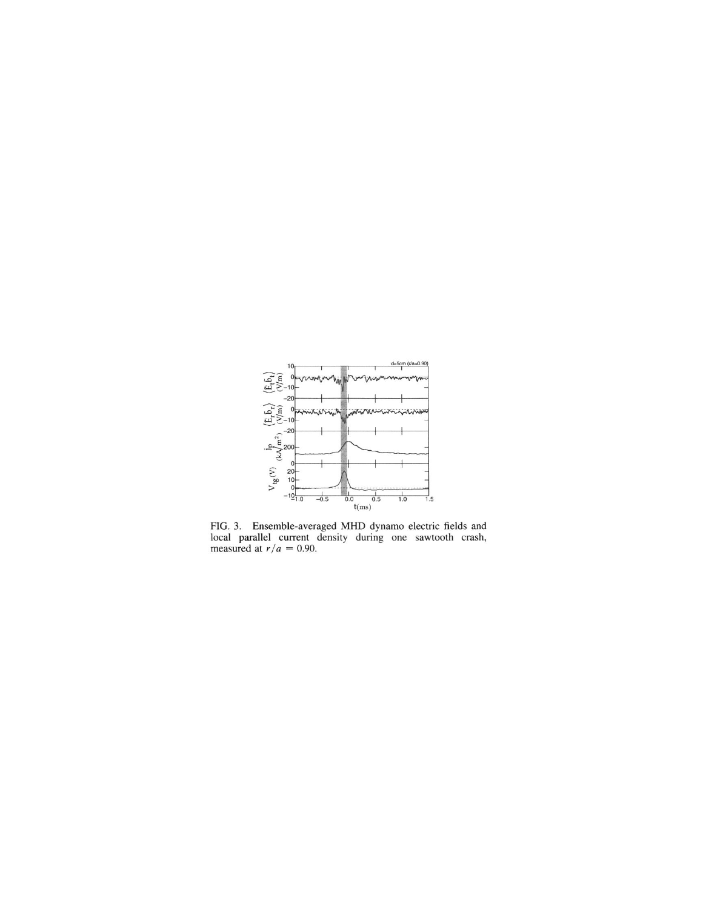FIG. 3. Ensemble-averaged MHD dynamo electric fields and local parallel current density during one sawtooth crash, measured at $r/a = 0.90$.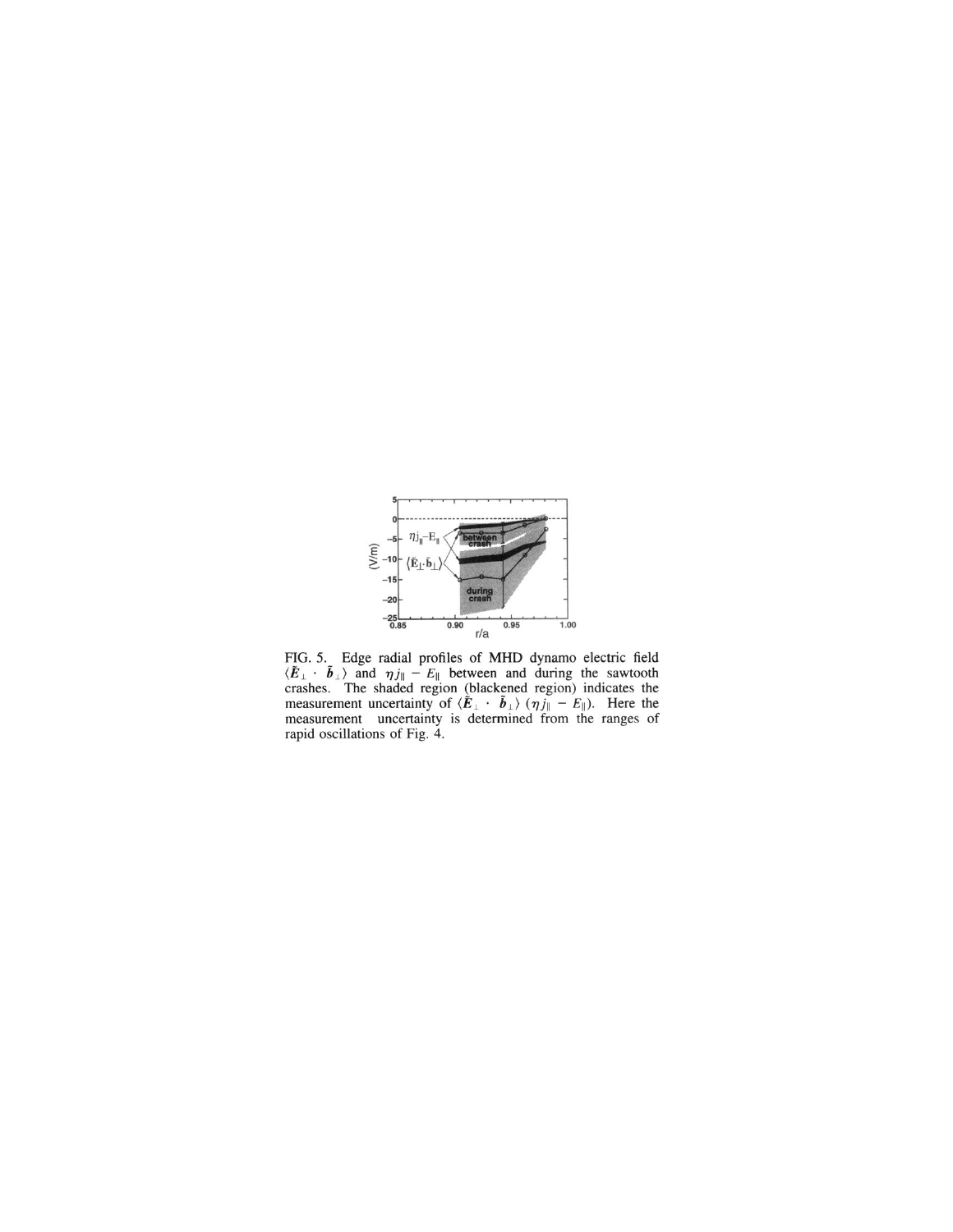5

0

−5

−10

−15

−20

−25

0.85

0.90

0.95

1.00

r/a

(V/m)

$\eta j_\parallel - E_\parallel$

$\langle \tilde{E}_\perp \cdot \tilde{b}_\perp \rangle$

between crash

during crash

FIG. 5. Edge radial profiles of MHD dynamo electric field $\langle \tilde{\boldsymbol{E}}_\perp \cdot \tilde{\boldsymbol{b}}_\perp \rangle$ and $\eta j_\parallel - E_\parallel$ between and during the sawtooth crashes. The shaded region (blackened region) indicates the measurement uncertainty of $\langle \tilde{\boldsymbol{E}}_\perp \cdot \tilde{\boldsymbol{b}}_\perp \rangle$ ($\eta j_\parallel - E_\parallel$). Here the measurement uncertainty is determined from the ranges of rapid oscillations of Fig. 4.